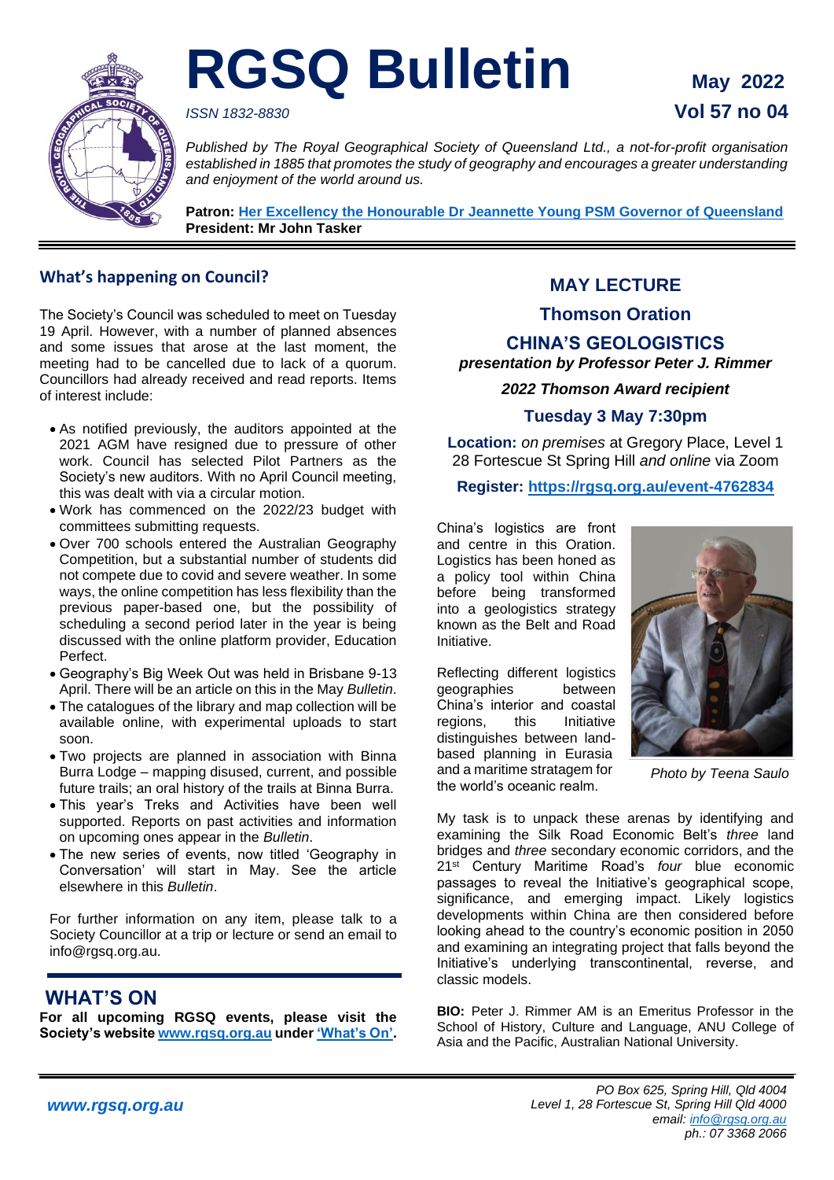# RGSQ Bulletin

*ISSN 1832-8830*

**May 2022**

**Vol 57 no 04**

*Published by The Royal Geographical Society of Queensland Ltd., a not-for-profit organisation established in 1885 that promotes the study of geography and encourages a greater understanding and enjoyment of the world around us.*

**Patron: Her Excellency the Honourable Dr Jeannette Young PSM Governor of Queensland**
**President: Mr John Tasker**

## What's happening on Council?

The Society's Council was scheduled to meet on Tuesday 19 April. However, with a number of planned absences and some issues that arose at the last moment, the meeting had to be cancelled due to lack of a quorum. Councillors had already received and read reports. Items of interest include:

- As notified previously, the auditors appointed at the 2021 AGM have resigned due to pressure of other work. Council has selected Pilot Partners as the Society's new auditors. With no April Council meeting, this was dealt with via a circular motion.
- Work has commenced on the 2022/23 budget with committees submitting requests.
- Over 700 schools entered the Australian Geography Competition, but a substantial number of students did not compete due to covid and severe weather. In some ways, the online competition has less flexibility than the previous paper-based one, but the possibility of scheduling a second period later in the year is being discussed with the online platform provider, Education Perfect.
- Geography's Big Week Out was held in Brisbane 9-13 April. There will be an article on this in the May *Bulletin*.
- The catalogues of the library and map collection will be available online, with experimental uploads to start soon.
- Two projects are planned in association with Binna Burra Lodge – mapping disused, current, and possible future trails; an oral history of the trails at Binna Burra.
- This year's Treks and Activities have been well supported. Reports on past activities and information on upcoming ones appear in the *Bulletin*.
- The new series of events, now titled 'Geography in Conversation' will start in May. See the article elsewhere in this *Bulletin*.

For further information on any item, please talk to a Society Councillor at a trip or lecture or send an email to info@rgsq.org.au.

## WHAT'S ON

**For all upcoming RGSQ events, please visit the Society's website www.rgsq.org.au under 'What's On'.**

## MAY LECTURE

### Thomson Oration

### CHINA'S GEOLOGISTICS

***presentation by Professor Peter J. Rimmer***

***2022 Thomson Award recipient***

**Tuesday 3 May 7:30pm**

**Location:** *on premises* at Gregory Place, Level 1 28 Fortescue St Spring Hill *and online* via Zoom

**Register: https://rgsq.org.au/event-4762834**

China's logistics are front and centre in this Oration. Logistics has been honed as a policy tool within China before being transformed into a geologistics strategy known as the Belt and Road Initiative.

Reflecting different logistics geographies between China's interior and coastal regions, this Initiative distinguishes between land-based planning in Eurasia and a maritime stratagem for the world's oceanic realm.

*Photo by Teena Saulo*

My task is to unpack these arenas by identifying and examining the Silk Road Economic Belt's *three* land bridges and *three* secondary economic corridors, and the 21st Century Maritime Road's *four* blue economic passages to reveal the Initiative's geographical scope, significance, and emerging impact. Likely logistics developments within China are then considered before looking ahead to the country's economic position in 2050 and examining an integrating project that falls beyond the Initiative's underlying transcontinental, reverse, and classic models.

**BIO:** Peter J. Rimmer AM is an Emeritus Professor in the School of History, Culture and Language, ANU College of Asia and the Pacific, Australian National University.

***www.rgsq.org.au***

*PO Box 625, Spring Hill, Qld 4004*
*Level 1, 28 Fortescue St, Spring Hill Qld 4000*
*email: info@rgsq.org.au*
*ph.: 07 3368 2066*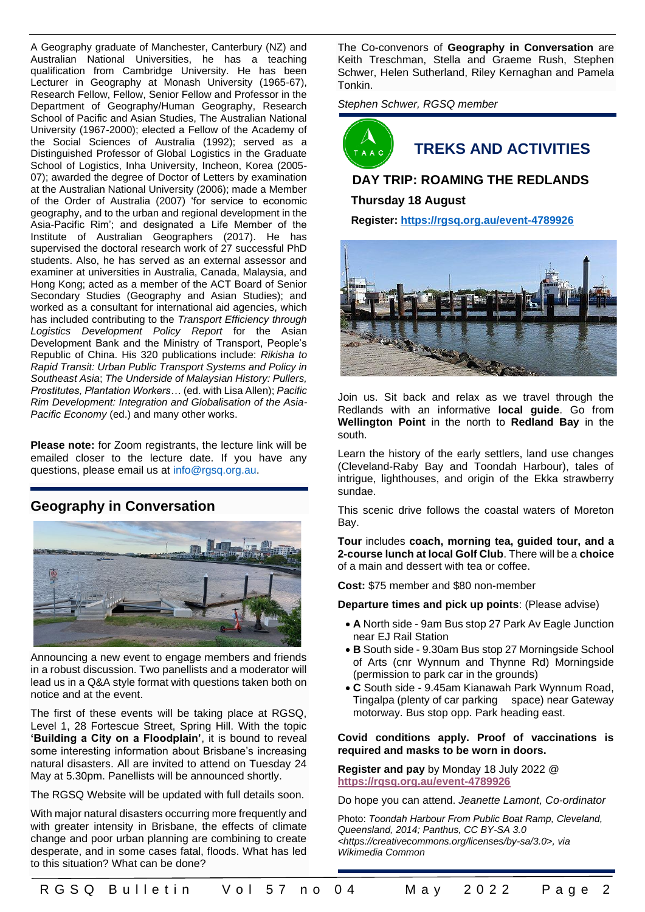A Geography graduate of Manchester, Canterbury (NZ) and Australian National Universities, he has a teaching qualification from Cambridge University. He has been Lecturer in Geography at Monash University (1965-67), Research Fellow, Fellow, Senior Fellow and Professor in the Department of Geography/Human Geography, Research School of Pacific and Asian Studies, The Australian National University (1967-2000); elected a Fellow of the Academy of the Social Sciences of Australia (1992); served as a Distinguished Professor of Global Logistics in the Graduate School of Logistics, Inha University, Incheon, Korea (2005-07); awarded the degree of Doctor of Letters by examination at the Australian National University (2006); made a Member of the Order of Australia (2007) 'for service to economic geography, and to the urban and regional development in the Asia-Pacific Rim'; and designated a Life Member of the Institute of Australian Geographers (2017). He has supervised the doctoral research work of 27 successful PhD students. Also, he has served as an external assessor and examiner at universities in Australia, Canada, Malaysia, and Hong Kong; acted as a member of the ACT Board of Senior Secondary Studies (Geography and Asian Studies); and worked as a consultant for international aid agencies, which has included contributing to the *Transport Efficiency through Logistics Development Policy Report* for the Asian Development Bank and the Ministry of Transport, People's Republic of China. His 320 publications include: *Rikisha to Rapid Transit: Urban Public Transport Systems and Policy in Southeast Asia*; *The Underside of Malaysian History: Pullers, Prostitutes, Plantation Workers…* (ed. with Lisa Allen); *Pacific Rim Development: Integration and Globalisation of the Asia-Pacific Economy* (ed.) and many other works.

**Please note:** for Zoom registrants, the lecture link will be emailed closer to the lecture date. If you have any questions, please email us at info@rgsq.org.au.

## Geography in Conversation

Announcing a new event to engage members and friends in a robust discussion. Two panellists and a moderator will lead us in a Q&A style format with questions taken both on notice and at the event.

The first of these events will be taking place at RGSQ, Level 1, 28 Fortescue Street, Spring Hill. With the topic **'Building a City on a Floodplain'**, it is bound to reveal some interesting information about Brisbane's increasing natural disasters. All are invited to attend on Tuesday 24 May at 5.30pm. Panellists will be announced shortly.

The RGSQ Website will be updated with full details soon.

With major natural disasters occurring more frequently and with greater intensity in Brisbane, the effects of climate change and poor urban planning are combining to create desperate, and in some cases fatal, floods. What has led to this situation? What can be done?

The Co-convenors of **Geography in Conversation** are Keith Treschman, Stella and Graeme Rush, Stephen Schwer, Helen Sutherland, Riley Kernaghan and Pamela Tonkin.

*Stephen Schwer, RGSQ member*

## TREKS AND ACTIVITIES

### DAY TRIP: ROAMING THE REDLANDS

**Thursday 18 August**

**Register: https://rgsq.org.au/event-4789926**

Join us. Sit back and relax as we travel through the Redlands with an informative **local guide**. Go from **Wellington Point** in the north to **Redland Bay** in the south.

Learn the history of the early settlers, land use changes (Cleveland-Raby Bay and Toondah Harbour), tales of intrigue, lighthouses, and origin of the Ekka strawberry sundae.

This scenic drive follows the coastal waters of Moreton Bay.

**Tour** includes **coach, morning tea, guided tour, and a 2-course lunch at local Golf Club**. There will be a **choice** of a main and dessert with tea or coffee.

**Cost:** $75 member and $80 non-member

**Departure times and pick up points**: (Please advise)

- **A** North side - 9am Bus stop 27 Park Av Eagle Junction near EJ Rail Station
- **B** South side - 9.30am Bus stop 27 Morningside School of Arts (cnr Wynnum and Thynne Rd) Morningside (permission to park car in the grounds)
- **C** South side - 9.45am Kianawah Park Wynnum Road, Tingalpa (plenty of car parking space) near Gateway motorway. Bus stop opp. Park heading east.

**Covid conditions apply. Proof of vaccinations is required and masks to be worn in doors.**

**Register and pay** by Monday 18 July 2022 @ **https://rgsq.org.au/event-4789926**

Do hope you can attend. *Jeanette Lamont, Co-ordinator*

Photo: *Toondah Harbour From Public Boat Ramp, Cleveland, Queensland, 2014; Panthus, CC BY-SA 3.0 <https://creativecommons.org/licenses/by-sa/3.0>, via Wikimedia Common*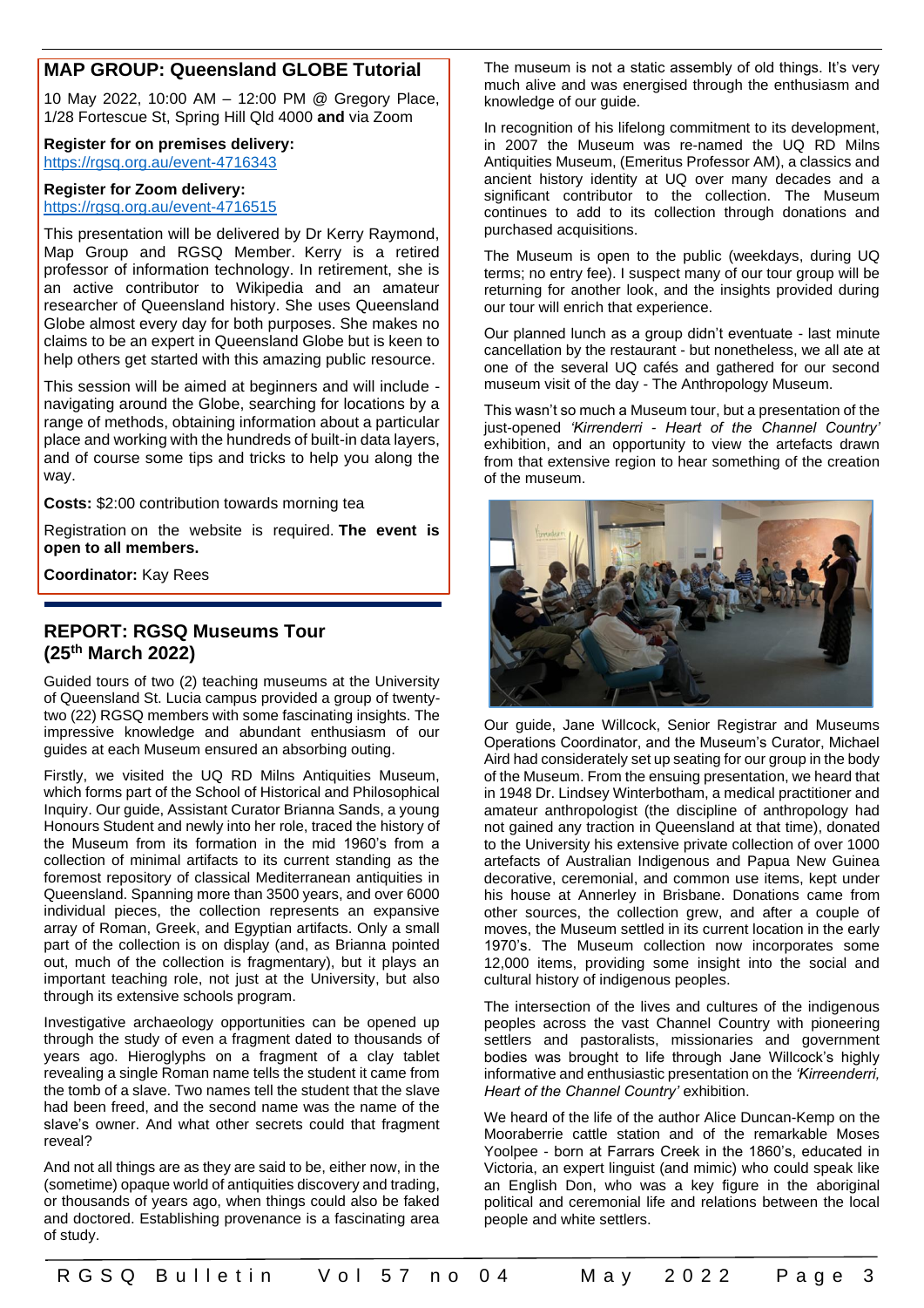## MAP GROUP: Queensland GLOBE Tutorial

10 May 2022, 10:00 AM – 12:00 PM @ Gregory Place, 1/28 Fortescue St, Spring Hill Qld 4000 **and** via Zoom

**Register for on premises delivery:**
https://rgsq.org.au/event-4716343

**Register for Zoom delivery:**
https://rgsq.org.au/event-4716515

This presentation will be delivered by Dr Kerry Raymond, Map Group and RGSQ Member. Kerry is a retired professor of information technology. In retirement, she is an active contributor to Wikipedia and an amateur researcher of Queensland history. She uses Queensland Globe almost every day for both purposes. She makes no claims to be an expert in Queensland Globe but is keen to help others get started with this amazing public resource.

This session will be aimed at beginners and will include - navigating around the Globe, searching for locations by a range of methods, obtaining information about a particular place and working with the hundreds of built-in data layers, and of course some tips and tricks to help you along the way.

**Costs:** $2:00 contribution towards morning tea

Registration on the website is required. **The event is open to all members.**

**Coordinator:** Kay Rees

## REPORT: RGSQ Museums Tour (25th March 2022)

Guided tours of two (2) teaching museums at the University of Queensland St. Lucia campus provided a group of twenty-two (22) RGSQ members with some fascinating insights. The impressive knowledge and abundant enthusiasm of our guides at each Museum ensured an absorbing outing.

Firstly, we visited the UQ RD Milns Antiquities Museum, which forms part of the School of Historical and Philosophical Inquiry. Our guide, Assistant Curator Brianna Sands, a young Honours Student and newly into her role, traced the history of the Museum from its formation in the mid 1960's from a collection of minimal artifacts to its current standing as the foremost repository of classical Mediterranean antiquities in Queensland. Spanning more than 3500 years, and over 6000 individual pieces, the collection represents an expansive array of Roman, Greek, and Egyptian artifacts. Only a small part of the collection is on display (and, as Brianna pointed out, much of the collection is fragmentary), but it plays an important teaching role, not just at the University, but also through its extensive schools program.

Investigative archaeology opportunities can be opened up through the study of even a fragment dated to thousands of years ago. Hieroglyphs on a fragment of a clay tablet revealing a single Roman name tells the student it came from the tomb of a slave. Two names tell the student that the slave had been freed, and the second name was the name of the slave's owner. And what other secrets could that fragment reveal?

And not all things are as they are said to be, either now, in the (sometime) opaque world of antiquities discovery and trading, or thousands of years ago, when things could also be faked and doctored. Establishing provenance is a fascinating area of study.

The museum is not a static assembly of old things. It's very much alive and was energised through the enthusiasm and knowledge of our guide.

In recognition of his lifelong commitment to its development, in 2007 the Museum was re-named the UQ RD Milns Antiquities Museum, (Emeritus Professor AM), a classics and ancient history identity at UQ over many decades and a significant contributor to the collection. The Museum continues to add to its collection through donations and purchased acquisitions.

The Museum is open to the public (weekdays, during UQ terms; no entry fee). I suspect many of our tour group will be returning for another look, and the insights provided during our tour will enrich that experience.

Our planned lunch as a group didn't eventuate - last minute cancellation by the restaurant - but nonetheless, we all ate at one of the several UQ cafés and gathered for our second museum visit of the day - The Anthropology Museum.

This wasn't so much a Museum tour, but a presentation of the just-opened *'Kirrenderri - Heart of the Channel Country'* exhibition, and an opportunity to view the artefacts drawn from that extensive region to hear something of the creation of the museum.

Our guide, Jane Willcock, Senior Registrar and Museums Operations Coordinator, and the Museum's Curator, Michael Aird had considerately set up seating for our group in the body of the Museum. From the ensuing presentation, we heard that in 1948 Dr. Lindsey Winterbotham, a medical practitioner and amateur anthropologist (the discipline of anthropology had not gained any traction in Queensland at that time), donated to the University his extensive private collection of over 1000 artefacts of Australian Indigenous and Papua New Guinea decorative, ceremonial, and common use items, kept under his house at Annerley in Brisbane. Donations came from other sources, the collection grew, and after a couple of moves, the Museum settled in its current location in the early 1970's. The Museum collection now incorporates some 12,000 items, providing some insight into the social and cultural history of indigenous peoples.

The intersection of the lives and cultures of the indigenous peoples across the vast Channel Country with pioneering settlers and pastoralists, missionaries and government bodies was brought to life through Jane Willcock's highly informative and enthusiastic presentation on the *'Kirreenderri, Heart of the Channel Country'* exhibition.

We heard of the life of the author Alice Duncan-Kemp on the Mooraberrie cattle station and of the remarkable Moses Yoolpee - born at Farrars Creek in the 1860's, educated in Victoria, an expert linguist (and mimic) who could speak like an English Don, who was a key figure in the aboriginal political and ceremonial life and relations between the local people and white settlers.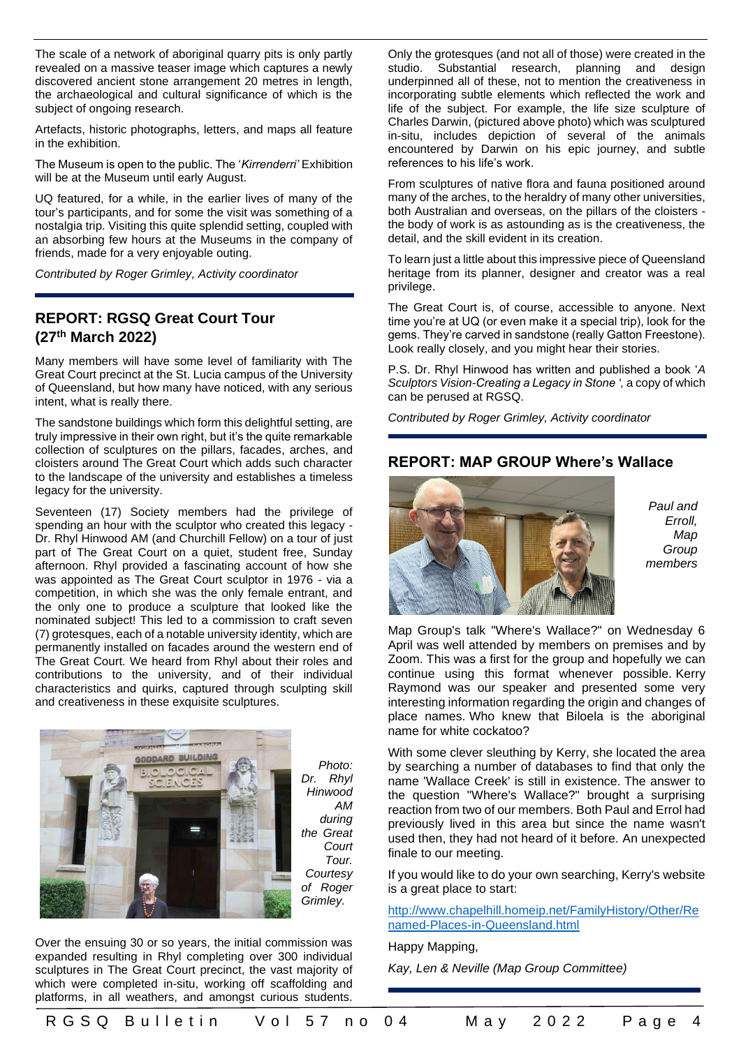The scale of a network of aboriginal quarry pits is only partly revealed on a massive teaser image which captures a newly discovered ancient stone arrangement 20 metres in length, the archaeological and cultural significance of which is the subject of ongoing research.

Artefacts, historic photographs, letters, and maps all feature in the exhibition.

The Museum is open to the public. The '*Kirrenderri'* Exhibition will be at the Museum until early August.

UQ featured, for a while, in the earlier lives of many of the tour's participants, and for some the visit was something of a nostalgia trip. Visiting this quite splendid setting, coupled with an absorbing few hours at the Museums in the company of friends, made for a very enjoyable outing.

*Contributed by Roger Grimley, Activity coordinator*

## REPORT: RGSQ Great Court Tour (27th March 2022)

Many members will have some level of familiarity with The Great Court precinct at the St. Lucia campus of the University of Queensland, but how many have noticed, with any serious intent, what is really there.

The sandstone buildings which form this delightful setting, are truly impressive in their own right, but it's the quite remarkable collection of sculptures on the pillars, facades, arches, and cloisters around The Great Court which adds such character to the landscape of the university and establishes a timeless legacy for the university.

Seventeen (17) Society members had the privilege of spending an hour with the sculptor who created this legacy - Dr. Rhyl Hinwood AM (and Churchill Fellow) on a tour of just part of The Great Court on a quiet, student free, Sunday afternoon. Rhyl provided a fascinating account of how she was appointed as The Great Court sculptor in 1976 - via a competition, in which she was the only female entrant, and the only one to produce a sculpture that looked like the nominated subject! This led to a commission to craft seven (7) grotesques, each of a notable university identity, which are permanently installed on facades around the western end of The Great Court. We heard from Rhyl about their roles and contributions to the university, and of their individual characteristics and quirks, captured through sculpting skill and creativeness in these exquisite sculptures.

*Photo: Dr. Rhyl Hinwood AM during the Great Court Tour. Courtesy of Roger Grimley.*

Over the ensuing 30 or so years, the initial commission was expanded resulting in Rhyl completing over 300 individual sculptures in The Great Court precinct, the vast majority of which were completed in-situ, working off scaffolding and platforms, in all weathers, and amongst curious students.

Only the grotesques (and not all of those) were created in the studio. Substantial research, planning and design underpinned all of these, not to mention the creativeness in incorporating subtle elements which reflected the work and life of the subject. For example, the life size sculpture of Charles Darwin, (pictured above photo) which was sculptured in-situ, includes depiction of several of the animals encountered by Darwin on his epic journey, and subtle references to his life's work.

From sculptures of native flora and fauna positioned around many of the arches, to the heraldry of many other universities, both Australian and overseas, on the pillars of the cloisters - the body of work is as astounding as is the creativeness, the detail, and the skill evident in its creation.

To learn just a little about this impressive piece of Queensland heritage from its planner, designer and creator was a real privilege.

The Great Court is, of course, accessible to anyone. Next time you're at UQ (or even make it a special trip), look for the gems. They're carved in sandstone (really Gatton Freestone). Look really closely, and you might hear their stories.

P.S. Dr. Rhyl Hinwood has written and published a book '*A Sculptors Vision-Creating a Legacy in Stone '*, a copy of which can be perused at RGSQ.

*Contributed by Roger Grimley, Activity coordinator*

## REPORT: MAP GROUP Where's Wallace

*Paul and Erroll, Map Group members*

Map Group's talk "Where's Wallace?" on Wednesday 6 April was well attended by members on premises and by Zoom. This was a first for the group and hopefully we can continue using this format whenever possible. Kerry Raymond was our speaker and presented some very interesting information regarding the origin and changes of place names. Who knew that Biloela is the aboriginal name for white cockatoo?

With some clever sleuthing by Kerry, she located the area by searching a number of databases to find that only the name 'Wallace Creek' is still in existence. The answer to the question "Where's Wallace?" brought a surprising reaction from two of our members. Both Paul and Errol had previously lived in this area but since the name wasn't used then, they had not heard of it before. An unexpected finale to our meeting.

If you would like to do your own searching, Kerry's website is a great place to start:

http://www.chapelhill.homeip.net/FamilyHistory/Other/Renamed-Places-in-Queensland.html

Happy Mapping,

*Kay, Len & Neville (Map Group Committee)*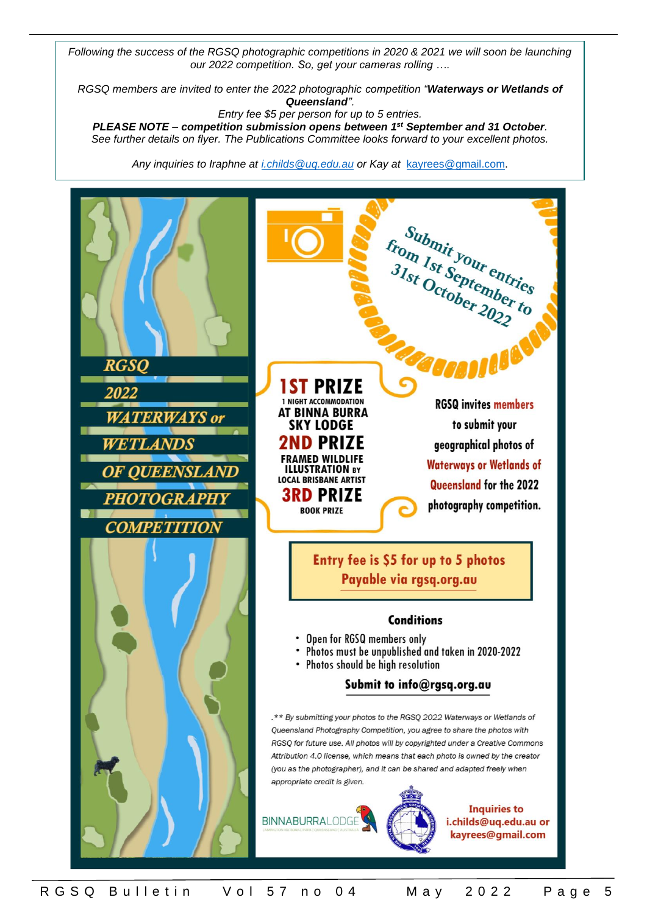*Following the success of the RGSQ photographic competitions in 2020 & 2021 we will soon be launching our 2022 competition. So, get your cameras rolling ….*

*RGSQ members are invited to enter the 2022 photographic competition "**Waterways or Wetlands of Queensland**".*

*Entry fee $5 per person for up to 5 entries.*

***PLEASE NOTE – competition submission opens between 1st September and 31 October**.*

*See further details on flyer. The Publications Committee looks forward to your excellent photos.*

*Any inquiries to Iraphne at i.childs@uq.edu.au or Kay at kayrees@gmail.com.*

# RGSQ 2022 WATERWAYS or WETLANDS OF QUEENSLAND PHOTOGRAPHY COMPETITION

Submit your entries from 1st September to 31st October 2022

**1ST PRIZE**
1 NIGHT ACCOMMODATION AT BINNA BURRA SKY LODGE

**2ND PRIZE**
FRAMED WILDLIFE ILLUSTRATION BY LOCAL BRISBANE ARTIST

**3RD PRIZE**
BOOK PRIZE

RGSQ invites members to submit your geographical photos of Waterways or Wetlands of Queensland for the 2022 photography competition.

**Entry fee is $5 for up to 5 photos**
**Payable via rgsq.org.au**

## Conditions

- Open for RGSQ members only
- Photos must be unpublished and taken in 2020-2022
- Photos should be high resolution

**Submit to info@rgsq.org.au**

*.** By submitting your photos to the RGSQ 2022 Waterways or Wetlands of Queensland Photography Competition, you agree to share the photos with RGSQ for future use. All photos will by copyrighted under a Creative Commons Attribution 4.0 license, which means that each photo is owned by the creator (you as the photographer), and it can be shared and adapted freely when appropriate credit is given.*

BINNABURRALODGE

**Inquiries to i.childs@uq.edu.au or kayrees@gmail.com**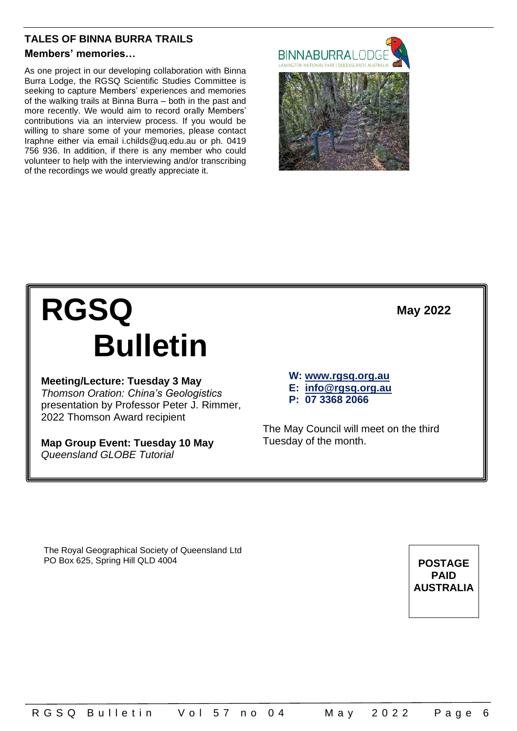## TALES OF BINNA BURRA TRAILS

### Members' memories…

As one project in our developing collaboration with Binna Burra Lodge, the RGSQ Scientific Studies Committee is seeking to capture Members' experiences and memories of the walking trails at Binna Burra – both in the past and more recently. We would aim to record orally Members' contributions via an interview process. If you would be willing to share some of your memories, please contact Iraphne either via email i.childs@uq.edu.au or ph. 0419 756 936. In addition, if there is any member who could volunteer to help with the interviewing and/or transcribing of the recordings we would greatly appreciate it.

BINNABURRALODGE
LAMINGTON NATIONAL PARK | QUEENSLAND | AUSTRALIA

# RGSQ Bulletin

**May 2022**

**Meeting/Lecture: Tuesday 3 May**
*Thomson Oration: China's Geologistics*
presentation by Professor Peter J. Rimmer, 2022 Thomson Award recipient

**Map Group Event: Tuesday 10 May**
*Queensland GLOBE Tutorial*

**W: www.rgsq.org.au**
**E: info@rgsq.org.au**
**P: 07 3368 2066**

The May Council will meet on the third Tuesday of the month.

The Royal Geographical Society of Queensland Ltd
PO Box 625, Spring Hill QLD 4004

**POSTAGE PAID AUSTRALIA**